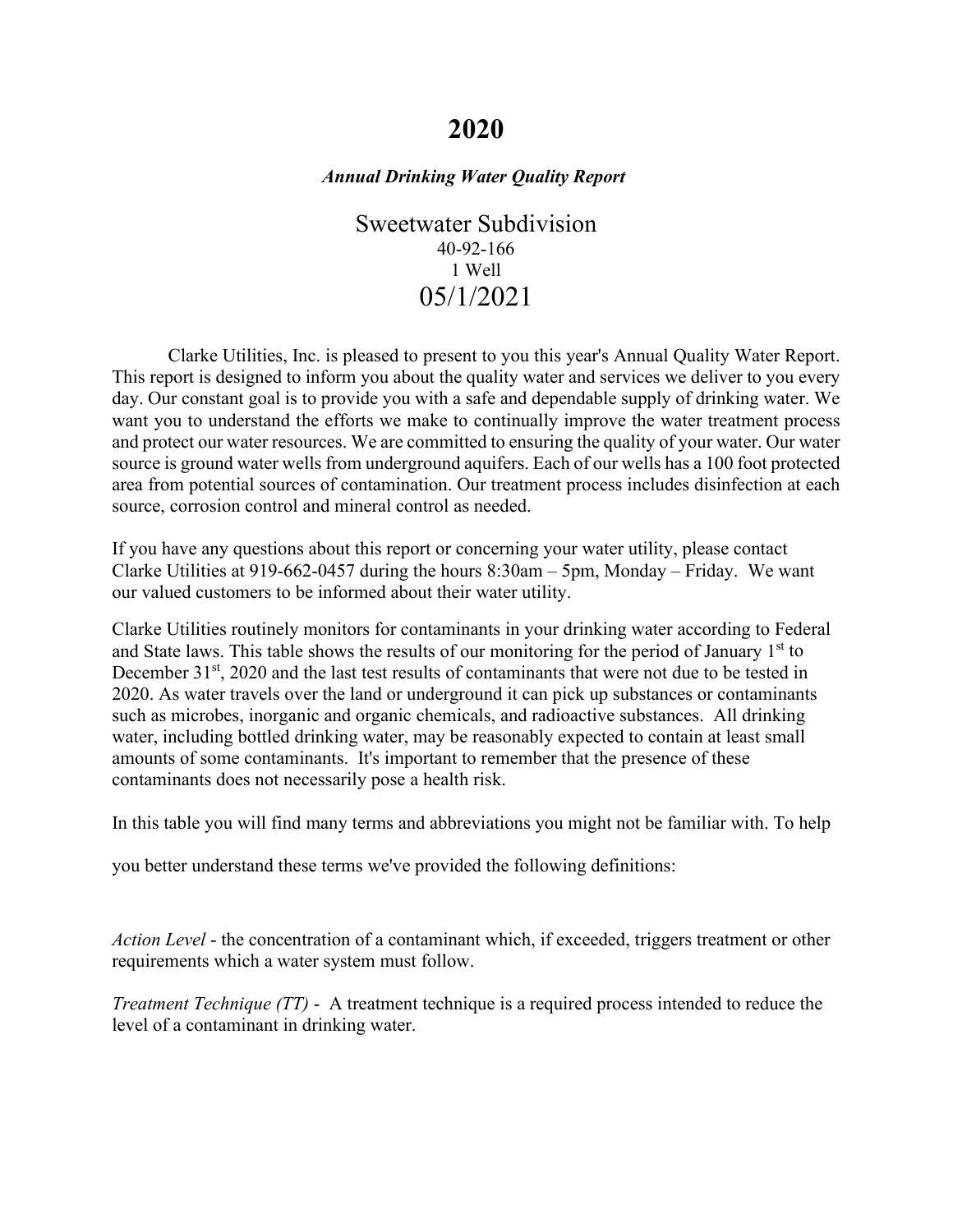# 2020

***Annual Drinking Water Quality Report***

Sweetwater Subdivision

40-92-166

1 Well

05/1/2021

Clarke Utilities, Inc. is pleased to present to you this year's Annual Quality Water Report. This report is designed to inform you about the quality water and services we deliver to you every day. Our constant goal is to provide you with a safe and dependable supply of drinking water. We want you to understand the efforts we make to continually improve the water treatment process and protect our water resources. We are committed to ensuring the quality of your water. Our water source is ground water wells from underground aquifers. Each of our wells has a 100 foot protected area from potential sources of contamination. Our treatment process includes disinfection at each source, corrosion control and mineral control as needed.

If you have any questions about this report or concerning your water utility, please contact Clarke Utilities at 919-662-0457 during the hours 8:30am – 5pm, Monday – Friday. We want our valued customers to be informed about their water utility.

Clarke Utilities routinely monitors for contaminants in your drinking water according to Federal and State laws. This table shows the results of our monitoring for the period of January 1st to December 31st, 2020 and the last test results of contaminants that were not due to be tested in 2020. As water travels over the land or underground it can pick up substances or contaminants such as microbes, inorganic and organic chemicals, and radioactive substances. All drinking water, including bottled drinking water, may be reasonably expected to contain at least small amounts of some contaminants. It's important to remember that the presence of these contaminants does not necessarily pose a health risk.

In this table you will find many terms and abbreviations you might not be familiar with. To help

you better understand these terms we've provided the following definitions:

*Action Level* - the concentration of a contaminant which, if exceeded, triggers treatment or other requirements which a water system must follow.

*Treatment Technique (TT)* - A treatment technique is a required process intended to reduce the level of a contaminant in drinking water.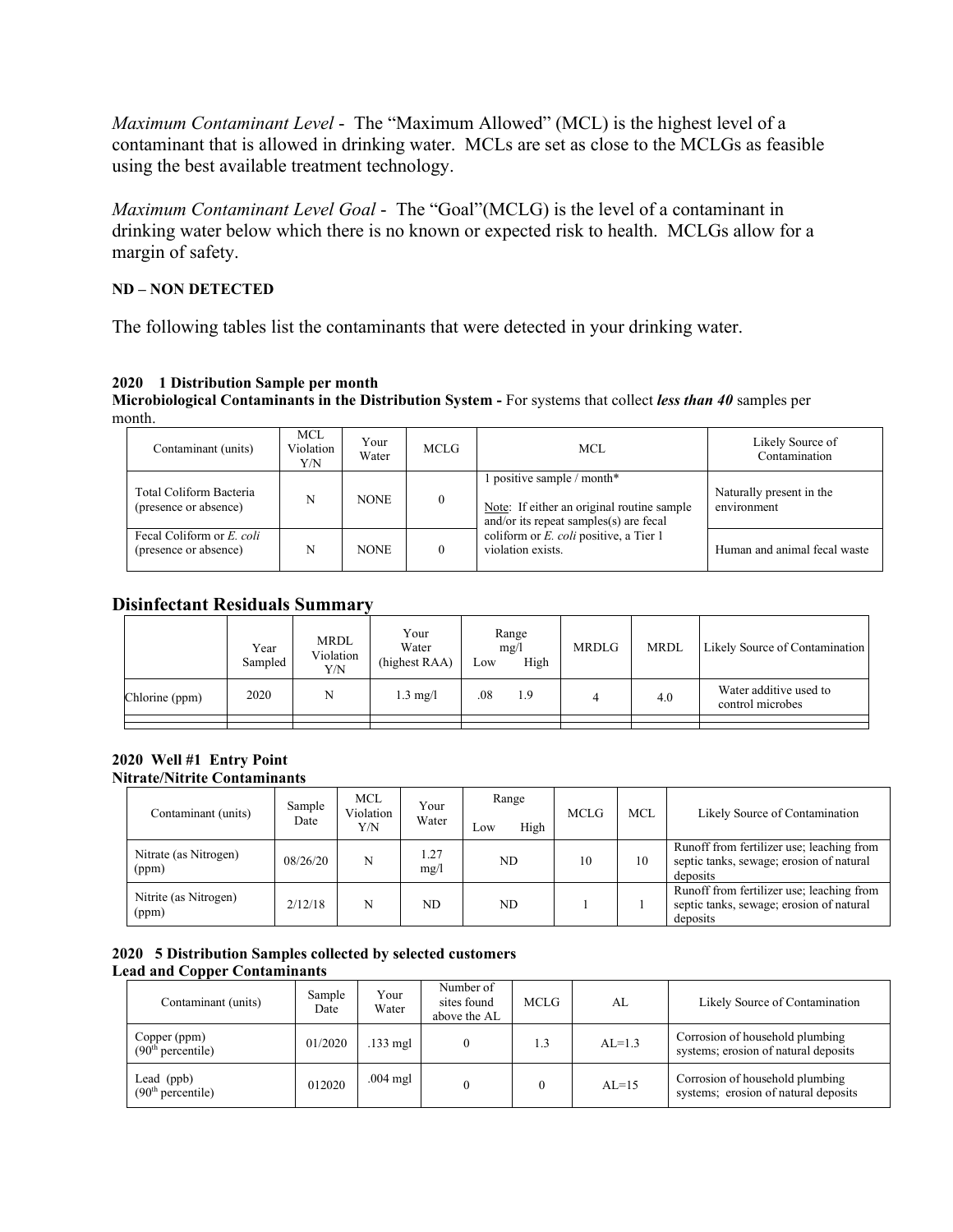*Maximum Contaminant Level* - The "Maximum Allowed" (MCL) is the highest level of a contaminant that is allowed in drinking water. MCLs are set as close to the MCLGs as feasible using the best available treatment technology.

*Maximum Contaminant Level Goal* - The "Goal"(MCLG) is the level of a contaminant in drinking water below which there is no known or expected risk to health. MCLGs allow for a margin of safety.

**ND – NON DETECTED**

The following tables list the contaminants that were detected in your drinking water.

**2020 1 Distribution Sample per month**
**Microbiological Contaminants in the Distribution System -** For systems that collect ***less than 40*** samples per month.

| Contaminant (units) | MCL Violation Y/N | Your Water | MCLG | MCL | Likely Source of Contamination |
|---|---|---|---|---|---|
| Total Coliform Bacteria (presence or absence) | N | NONE | 0 | 1 positive sample / month*<br><br>Note: If either an original routine sample and/or its repeat samples(s) are fecal coliform or *E. coli* positive, a Tier 1 violation exists. | Naturally present in the environment |
| Fecal Coliform or *E. coli* (presence or absence) | N | NONE | 0 | | Human and animal fecal waste |

## Disinfectant Residuals Summary

| | Year Sampled | MRDL Violation Y/N | Your Water (highest RAA) | Range mg/l Low | High | MRDLG | MRDL | Likely Source of Contamination |
|---|---|---|---|---|---|---|---|---|
| Chlorine (ppm) | 2020 | N | 1.3 mg/l | .08 | 1.9 | 4 | 4.0 | Water additive used to control microbes |

**2020 Well #1 Entry Point**
**Nitrate/Nitrite Contaminants**

| Contaminant (units) | Sample Date | MCL Violation Y/N | Your Water | Range Low | High | MCLG | MCL | Likely Source of Contamination |
|---|---|---|---|---|---|---|---|---|
| Nitrate (as Nitrogen) (ppm) | 08/26/20 | N | 1.27 mg/l | ND | | 10 | 10 | Runoff from fertilizer use; leaching from septic tanks, sewage; erosion of natural deposits |
| Nitrite (as Nitrogen) (ppm) | 2/12/18 | N | ND | ND | | 1 | 1 | Runoff from fertilizer use; leaching from septic tanks, sewage; erosion of natural deposits |

**2020 5 Distribution Samples collected by selected customers**
**Lead and Copper Contaminants**

| Contaminant (units) | Sample Date | Your Water | Number of sites found above the AL | MCLG | AL | Likely Source of Contamination |
|---|---|---|---|---|---|---|
| Copper (ppm) (90th percentile) | 01/2020 | .133 mgl | 0 | 1.3 | AL=1.3 | Corrosion of household plumbing systems; erosion of natural deposits |
| Lead (ppb) (90th percentile) | 012020 | .004 mgl | 0 | 0 | AL=15 | Corrosion of household plumbing systems; erosion of natural deposits |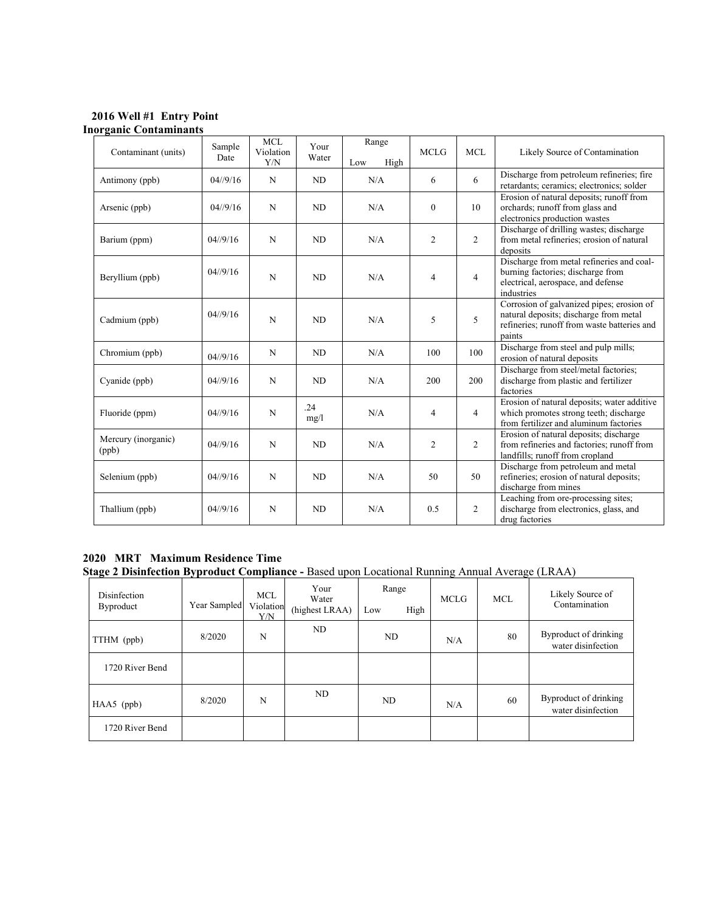**2016 Well #1 Entry Point**

**Inorganic Contaminants**

| Contaminant (units) | Sample Date | MCL Violation Y/N | Your Water | Range Low High | MCLG | MCL | Likely Source of Contamination |
|---|---|---|---|---|---|---|---|
| Antimony (ppb) | 04//9/16 | N | ND | N/A | 6 | 6 | Discharge from petroleum refineries; fire retardants; ceramics; electronics; solder |
| Arsenic (ppb) | 04//9/16 | N | ND | N/A | 0 | 10 | Erosion of natural deposits; runoff from orchards; runoff from glass and electronics production wastes |
| Barium (ppm) | 04//9/16 | N | ND | N/A | 2 | 2 | Discharge of drilling wastes; discharge from metal refineries; erosion of natural deposits |
| Beryllium (ppb) | 04//9/16 | N | ND | N/A | 4 | 4 | Discharge from metal refineries and coal-burning factories; discharge from electrical, aerospace, and defense industries |
| Cadmium (ppb) | 04//9/16 | N | ND | N/A | 5 | 5 | Corrosion of galvanized pipes; erosion of natural deposits; discharge from metal refineries; runoff from waste batteries and paints |
| Chromium (ppb) | 04//9/16 | N | ND | N/A | 100 | 100 | Discharge from steel and pulp mills; erosion of natural deposits |
| Cyanide (ppb) | 04//9/16 | N | ND | N/A | 200 | 200 | Discharge from steel/metal factories; discharge from plastic and fertilizer factories |
| Fluoride (ppm) | 04//9/16 | N | .24 mg/l | N/A | 4 | 4 | Erosion of natural deposits; water additive which promotes strong teeth; discharge from fertilizer and aluminum factories |
| Mercury (inorganic) (ppb) | 04//9/16 | N | ND | N/A | 2 | 2 | Erosion of natural deposits; discharge from refineries and factories; runoff from landfills; runoff from cropland |
| Selenium (ppb) | 04//9/16 | N | ND | N/A | 50 | 50 | Discharge from petroleum and metal refineries; erosion of natural deposits; discharge from mines |
| Thallium (ppb) | 04//9/16 | N | ND | N/A | 0.5 | 2 | Leaching from ore-processing sites; discharge from electronics, glass, and drug factories |

**2020 MRT Maximum Residence Time**

**Stage 2 Disinfection Byproduct Compliance -** Based upon Locational Running Annual Average (LRAA)

| Disinfection Byproduct | Year Sampled | MCL Violation Y/N | Your Water (highest LRAA) | Range Low High | MCLG | MCL | Likely Source of Contamination |
|---|---|---|---|---|---|---|---|
| TTHM (ppb) | 8/2020 | N | ND | ND | N/A | 80 | Byproduct of drinking water disinfection |
| 1720 River Bend | | | | | | | |
| HAA5 (ppb) | 8/2020 | N | ND | ND | N/A | 60 | Byproduct of drinking water disinfection |
| 1720 River Bend | | | | | | | |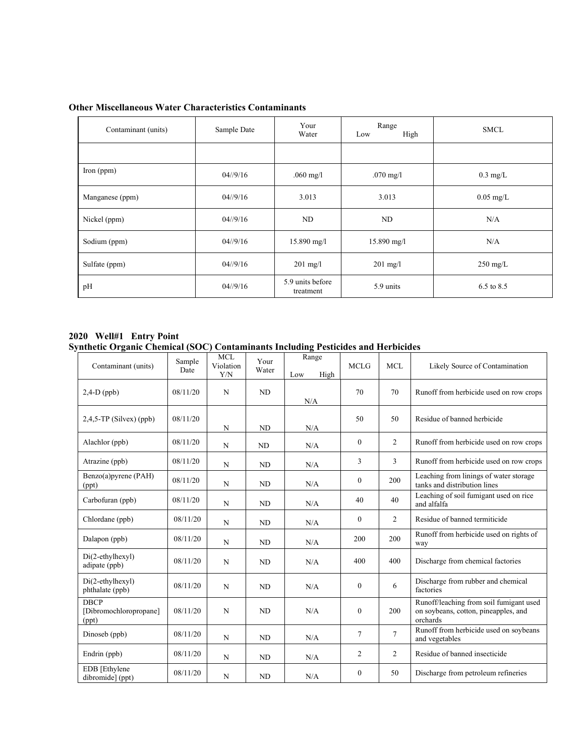**Other Miscellaneous Water Characteristics Contaminants**

| Contaminant (units) | Sample Date | Your Water | Range Low High | SMCL |
|---|---|---|---|---|
| | | | | |
| Iron (ppm) | 04//9/16 | .060 mg/l | .070 mg/l | 0.3 mg/L |
| Manganese (ppm) | 04//9/16 | 3.013 | 3.013 | 0.05 mg/L |
| Nickel (ppm) | 04//9/16 | ND | ND | N/A |
| Sodium (ppm) | 04//9/16 | 15.890 mg/l | 15.890 mg/l | N/A |
| Sulfate (ppm) | 04//9/16 | 201 mg/l | 201 mg/l | 250 mg/L |
| pH | 04//9/16 | 5.9 units before treatment | 5.9 units | 6.5 to 8.5 |

**2020 Well#1 Entry Point**
**Synthetic Organic Chemical (SOC) Contaminants Including Pesticides and Herbicides**

| Contaminant (units) | Sample Date | MCL Violation Y/N | Your Water | Range Low High | MCLG | MCL | Likely Source of Contamination |
|---|---|---|---|---|---|---|---|
| 2,4-D (ppb) | 08/11/20 | N | ND | N/A | 70 | 70 | Runoff from herbicide used on row crops |
| 2,4,5-TP (Silvex) (ppb) | 08/11/20 | N | ND | N/A | 50 | 50 | Residue of banned herbicide |
| Alachlor (ppb) | 08/11/20 | N | ND | N/A | 0 | 2 | Runoff from herbicide used on row crops |
| Atrazine (ppb) | 08/11/20 | N | ND | N/A | 3 | 3 | Runoff from herbicide used on row crops |
| Benzo(a)pyrene (PAH) (ppt) | 08/11/20 | N | ND | N/A | 0 | 200 | Leaching from linings of water storage tanks and distribution lines |
| Carbofuran (ppb) | 08/11/20 | N | ND | N/A | 40 | 40 | Leaching of soil fumigant used on rice and alfalfa |
| Chlordane (ppb) | 08/11/20 | N | ND | N/A | 0 | 2 | Residue of banned termiticide |
| Dalapon (ppb) | 08/11/20 | N | ND | N/A | 200 | 200 | Runoff from herbicide used on rights of way |
| Di(2-ethylhexyl) adipate (ppb) | 08/11/20 | N | ND | N/A | 400 | 400 | Discharge from chemical factories |
| Di(2-ethylhexyl) phthalate (ppb) | 08/11/20 | N | ND | N/A | 0 | 6 | Discharge from rubber and chemical factories |
| DBCP [Dibromochloropropane] (ppt) | 08/11/20 | N | ND | N/A | 0 | 200 | Runoff/leaching from soil fumigant used on soybeans, cotton, pineapples, and orchards |
| Dinoseb (ppb) | 08/11/20 | N | ND | N/A | 7 | 7 | Runoff from herbicide used on soybeans and vegetables |
| Endrin (ppb) | 08/11/20 | N | ND | N/A | 2 | 2 | Residue of banned insecticide |
| EDB [Ethylene dibromide] (ppt) | 08/11/20 | N | ND | N/A | 0 | 50 | Discharge from petroleum refineries |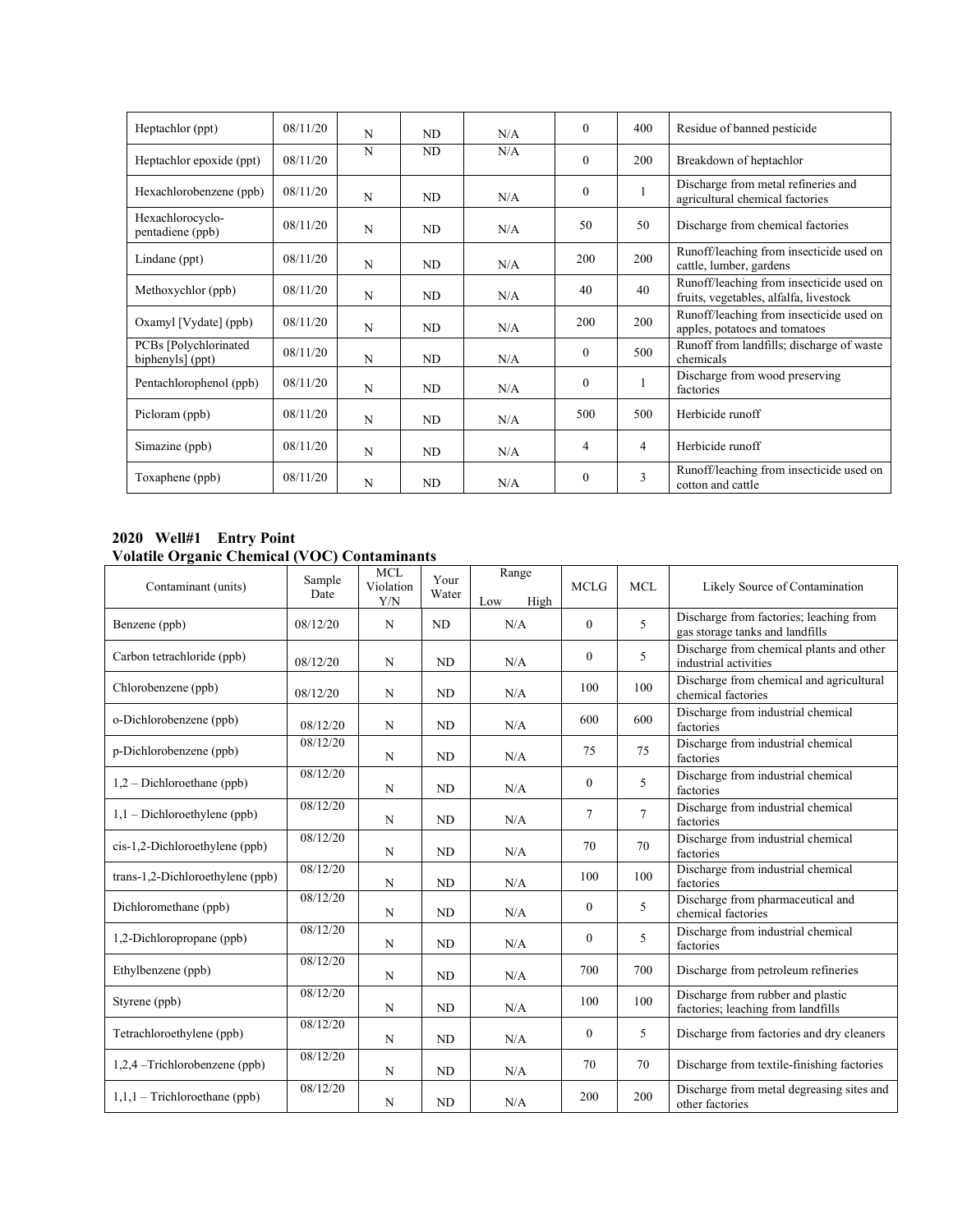| Heptachlor (ppt) | 08/11/20 | N | ND | N/A | 0 | 400 | Residue of banned pesticide |
|---|---|---|---|---|---|---|---|
| Heptachlor epoxide (ppt) | 08/11/20 | N | ND | N/A | 0 | 200 | Breakdown of heptachlor |
| Hexachlorobenzene (ppb) | 08/11/20 | N | ND | N/A | 0 | 1 | Discharge from metal refineries and agricultural chemical factories |
| Hexachlorocyclo-pentadiene (ppb) | 08/11/20 | N | ND | N/A | 50 | 50 | Discharge from chemical factories |
| Lindane (ppt) | 08/11/20 | N | ND | N/A | 200 | 200 | Runoff/leaching from insecticide used on cattle, lumber, gardens |
| Methoxychlor (ppb) | 08/11/20 | N | ND | N/A | 40 | 40 | Runoff/leaching from insecticide used on fruits, vegetables, alfalfa, livestock |
| Oxamyl [Vydate] (ppb) | 08/11/20 | N | ND | N/A | 200 | 200 | Runoff/leaching from insecticide used on apples, potatoes and tomatoes |
| PCBs [Polychlorinated biphenyls] (ppt) | 08/11/20 | N | ND | N/A | 0 | 500 | Runoff from landfills; discharge of waste chemicals |
| Pentachlorophenol (ppb) | 08/11/20 | N | ND | N/A | 0 | 1 | Discharge from wood preserving factories |
| Picloram (ppb) | 08/11/20 | N | ND | N/A | 500 | 500 | Herbicide runoff |
| Simazine (ppb) | 08/11/20 | N | ND | N/A | 4 | 4 | Herbicide runoff |
| Toxaphene (ppb) | 08/11/20 | N | ND | N/A | 0 | 3 | Runoff/leaching from insecticide used on cotton and cattle |

**2020 Well#1 Entry Point**
**Volatile Organic Chemical (VOC) Contaminants**

| Contaminant (units) | Sample Date | MCL Violation Y/N | Your Water | Range Low High | MCLG | MCL | Likely Source of Contamination |
|---|---|---|---|---|---|---|---|
| Benzene (ppb) | 08/12/20 | N | ND | N/A | 0 | 5 | Discharge from factories; leaching from gas storage tanks and landfills |
| Carbon tetrachloride (ppb) | 08/12/20 | N | ND | N/A | 0 | 5 | Discharge from chemical plants and other industrial activities |
| Chlorobenzene (ppb) | 08/12/20 | N | ND | N/A | 100 | 100 | Discharge from chemical and agricultural chemical factories |
| o-Dichlorobenzene (ppb) | 08/12/20 | N | ND | N/A | 600 | 600 | Discharge from industrial chemical factories |
| p-Dichlorobenzene (ppb) | 08/12/20 | N | ND | N/A | 75 | 75 | Discharge from industrial chemical factories |
| 1,2 – Dichloroethane (ppb) | 08/12/20 | N | ND | N/A | 0 | 5 | Discharge from industrial chemical factories |
| 1,1 – Dichloroethylene (ppb) | 08/12/20 | N | ND | N/A | 7 | 7 | Discharge from industrial chemical factories |
| cis-1,2-Dichloroethylene (ppb) | 08/12/20 | N | ND | N/A | 70 | 70 | Discharge from industrial chemical factories |
| trans-1,2-Dichloroethylene (ppb) | 08/12/20 | N | ND | N/A | 100 | 100 | Discharge from industrial chemical factories |
| Dichloromethane (ppb) | 08/12/20 | N | ND | N/A | 0 | 5 | Discharge from pharmaceutical and chemical factories |
| 1,2-Dichloropropane (ppb) | 08/12/20 | N | ND | N/A | 0 | 5 | Discharge from industrial chemical factories |
| Ethylbenzene (ppb) | 08/12/20 | N | ND | N/A | 700 | 700 | Discharge from petroleum refineries |
| Styrene (ppb) | 08/12/20 | N | ND | N/A | 100 | 100 | Discharge from rubber and plastic factories; leaching from landfills |
| Tetrachloroethylene (ppb) | 08/12/20 | N | ND | N/A | 0 | 5 | Discharge from factories and dry cleaners |
| 1,2,4 –Trichlorobenzene (ppb) | 08/12/20 | N | ND | N/A | 70 | 70 | Discharge from textile-finishing factories |
| 1,1,1 – Trichloroethane (ppb) | 08/12/20 | N | ND | N/A | 200 | 200 | Discharge from metal degreasing sites and other factories |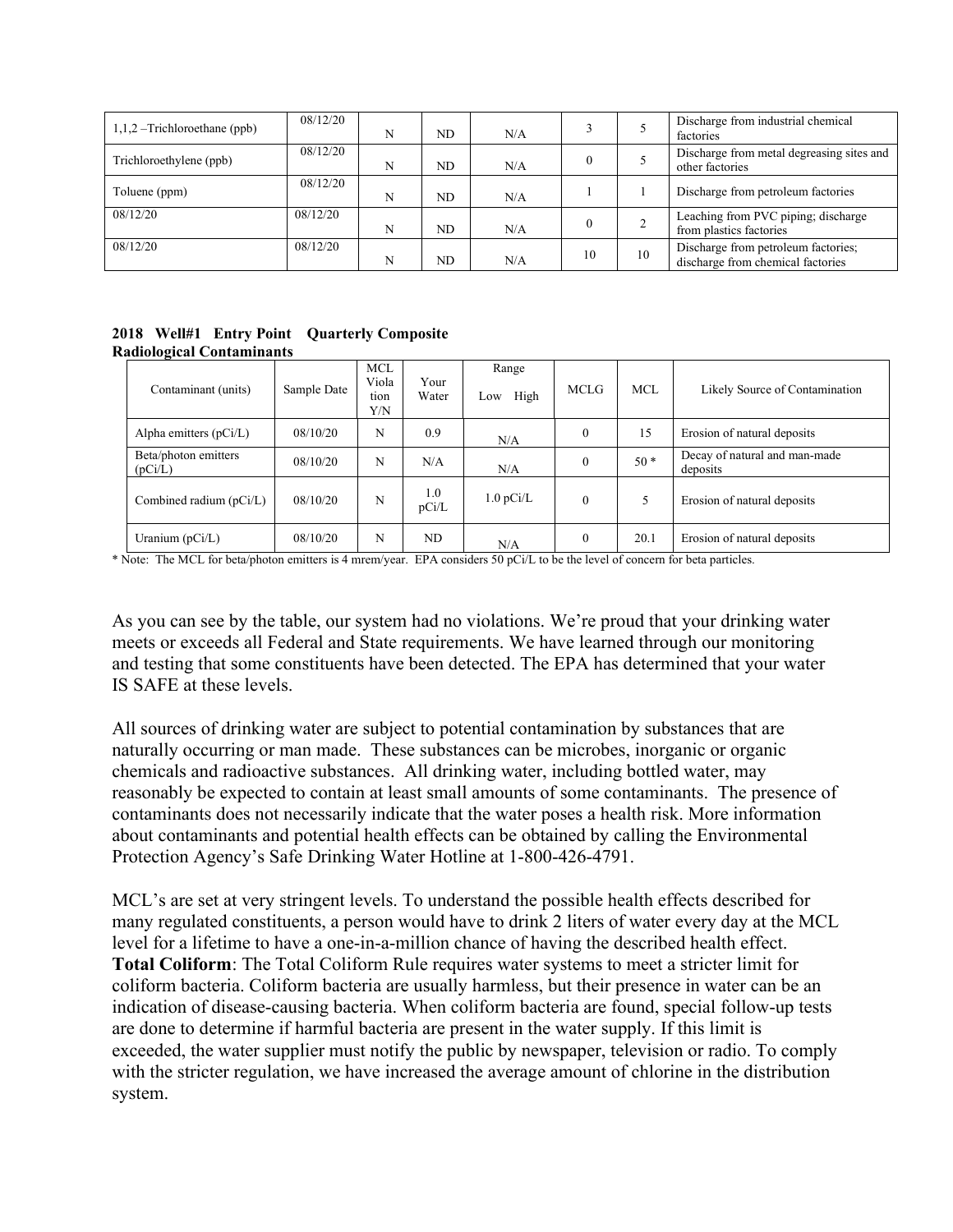| | | | | | | | |
|---|---|---|---|---|---|---|---|
| 1,1,2 –Trichloroethane (ppb) | 08/12/20 | N | ND | N/A | 3 | 5 | Discharge from industrial chemical factories |
| Trichloroethylene (ppb) | 08/12/20 | N | ND | N/A | 0 | 5 | Discharge from metal degreasing sites and other factories |
| Toluene (ppm) | 08/12/20 | N | ND | N/A | 1 | 1 | Discharge from petroleum factories |
| 08/12/20 | 08/12/20 | N | ND | N/A | 0 | 2 | Leaching from PVC piping; discharge from plastics factories |
| 08/12/20 | 08/12/20 | N | ND | N/A | 10 | 10 | Discharge from petroleum factories; discharge from chemical factories |

**2018 Well#1 Entry Point Quarterly Composite**
**Radiological Contaminants**

| Contaminant (units) | Sample Date | MCL Violation Y/N | Your Water | Range Low High | MCLG | MCL | Likely Source of Contamination |
|---|---|---|---|---|---|---|---|
| Alpha emitters (pCi/L) | 08/10/20 | N | 0.9 | N/A | 0 | 15 | Erosion of natural deposits |
| Beta/photon emitters (pCi/L) | 08/10/20 | N | N/A | N/A | 0 | 50 * | Decay of natural and man-made deposits |
| Combined radium (pCi/L) | 08/10/20 | N | 1.0 pCi/L | 1.0 pCi/L | 0 | 5 | Erosion of natural deposits |
| Uranium (pCi/L) | 08/10/20 | N | ND | N/A | 0 | 20.1 | Erosion of natural deposits |

* Note: The MCL for beta/photon emitters is 4 mrem/year. EPA considers 50 pCi/L to be the level of concern for beta particles.

As you can see by the table, our system had no violations. We're proud that your drinking water meets or exceeds all Federal and State requirements. We have learned through our monitoring and testing that some constituents have been detected. The EPA has determined that your water IS SAFE at these levels.

All sources of drinking water are subject to potential contamination by substances that are naturally occurring or man made. These substances can be microbes, inorganic or organic chemicals and radioactive substances. All drinking water, including bottled water, may reasonably be expected to contain at least small amounts of some contaminants. The presence of contaminants does not necessarily indicate that the water poses a health risk. More information about contaminants and potential health effects can be obtained by calling the Environmental Protection Agency's Safe Drinking Water Hotline at 1-800-426-4791.

MCL's are set at very stringent levels. To understand the possible health effects described for many regulated constituents, a person would have to drink 2 liters of water every day at the MCL level for a lifetime to have a one-in-a-million chance of having the described health effect.
**Total Coliform**: The Total Coliform Rule requires water systems to meet a stricter limit for coliform bacteria. Coliform bacteria are usually harmless, but their presence in water can be an indication of disease-causing bacteria. When coliform bacteria are found, special follow-up tests are done to determine if harmful bacteria are present in the water supply. If this limit is exceeded, the water supplier must notify the public by newspaper, television or radio. To comply with the stricter regulation, we have increased the average amount of chlorine in the distribution system.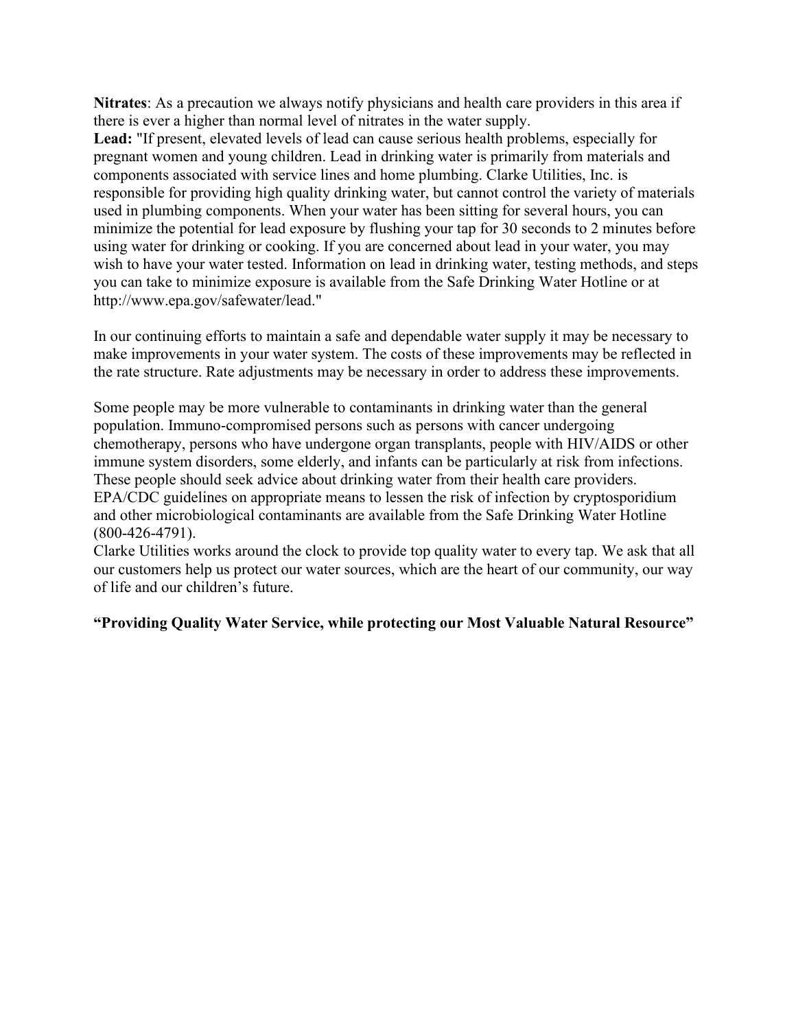**Nitrates**: As a precaution we always notify physicians and health care providers in this area if there is ever a higher than normal level of nitrates in the water supply.

**Lead:** "If present, elevated levels of lead can cause serious health problems, especially for pregnant women and young children. Lead in drinking water is primarily from materials and components associated with service lines and home plumbing. Clarke Utilities, Inc. is responsible for providing high quality drinking water, but cannot control the variety of materials used in plumbing components. When your water has been sitting for several hours, you can minimize the potential for lead exposure by flushing your tap for 30 seconds to 2 minutes before using water for drinking or cooking. If you are concerned about lead in your water, you may wish to have your water tested. Information on lead in drinking water, testing methods, and steps you can take to minimize exposure is available from the Safe Drinking Water Hotline or at http://www.epa.gov/safewater/lead."

In our continuing efforts to maintain a safe and dependable water supply it may be necessary to make improvements in your water system. The costs of these improvements may be reflected in the rate structure. Rate adjustments may be necessary in order to address these improvements.

Some people may be more vulnerable to contaminants in drinking water than the general population. Immuno-compromised persons such as persons with cancer undergoing chemotherapy, persons who have undergone organ transplants, people with HIV/AIDS or other immune system disorders, some elderly, and infants can be particularly at risk from infections. These people should seek advice about drinking water from their health care providers. EPA/CDC guidelines on appropriate means to lessen the risk of infection by cryptosporidium and other microbiological contaminants are available from the Safe Drinking Water Hotline (800-426-4791).

Clarke Utilities works around the clock to provide top quality water to every tap. We ask that all our customers help us protect our water sources, which are the heart of our community, our way of life and our children's future.

**"Providing Quality Water Service, while protecting our Most Valuable Natural Resource"**